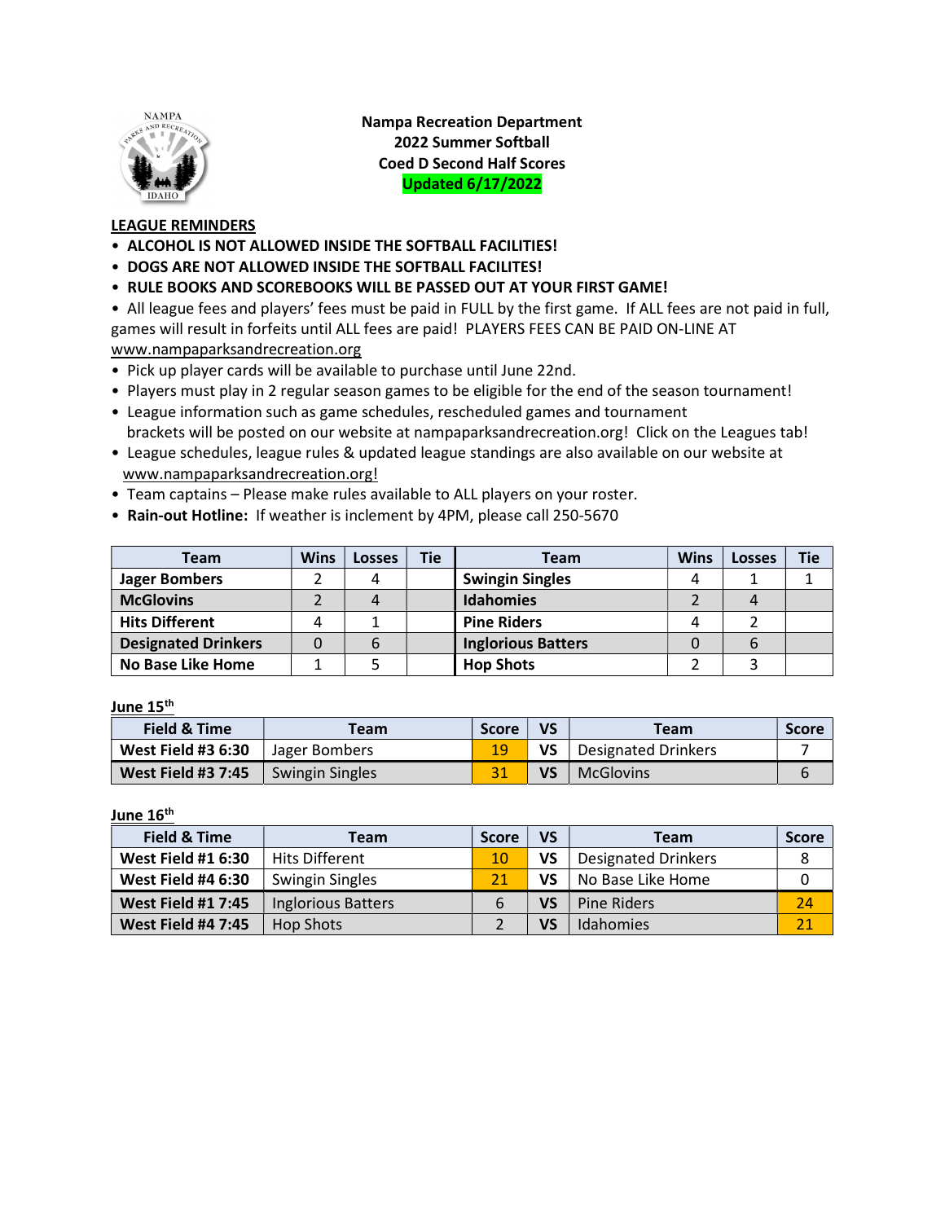**Nampa Recreation Department**
**2022 Summer Softball**
**Coed D Second Half Scores**
**Updated 6/17/2022**

**LEAGUE REMINDERS**

- **ALCOHOL IS NOT ALLOWED INSIDE THE SOFTBALL FACILITIES!**
- **DOGS ARE NOT ALLOWED INSIDE THE SOFTBALL FACILITES!**
- **RULE BOOKS AND SCOREBOOKS WILL BE PASSED OUT AT YOUR FIRST GAME!**
- All league fees and players' fees must be paid in FULL by the first game. If ALL fees are not paid in full, games will result in forfeits until ALL fees are paid! PLAYERS FEES CAN BE PAID ON-LINE AT www.nampaparksandrecreation.org
- Pick up player cards will be available to purchase until June 22nd.
- Players must play in 2 regular season games to be eligible for the end of the season tournament!
- League information such as game schedules, rescheduled games and tournament brackets will be posted on our website at nampaparksandrecreation.org! Click on the Leagues tab!
- League schedules, league rules & updated league standings are also available on our website at www.nampaparksandrecreation.org!
- Team captains – Please make rules available to ALL players on your roster.
- **Rain-out Hotline:** If weather is inclement by 4PM, please call 250-5670

| Team | Wins | Losses | Tie | Team | Wins | Losses | Tie |
|---|---|---|---|---|---|---|---|
| **Jager Bombers** | 2 | 4 | | **Swingin Singles** | 4 | 1 | 1 |
| **McGlovins** | 2 | 4 | | **Idahomies** | 2 | 4 | |
| **Hits Different** | 4 | 1 | | **Pine Riders** | 4 | 2 | |
| **Designated Drinkers** | 0 | 6 | | **Inglorious Batters** | 0 | 6 | |
| **No Base Like Home** | 1 | 5 | | **Hop Shots** | 2 | 3 | |

**June 15th**

| Field & Time | Team | Score | VS | Team | Score |
|---|---|---|---|---|---|
| **West Field #3 6:30** | Jager Bombers | 19 | **VS** | Designated Drinkers | 7 |
| **West Field #3 7:45** | Swingin Singles | 31 | **VS** | McGlovins | 6 |

**June 16th**

| Field & Time | Team | Score | VS | Team | Score |
|---|---|---|---|---|---|
| **West Field #1 6:30** | Hits Different | 10 | **VS** | Designated Drinkers | 8 |
| **West Field #4 6:30** | Swingin Singles | 21 | **VS** | No Base Like Home | 0 |
| **West Field #1 7:45** | Inglorious Batters | 6 | **VS** | Pine Riders | 24 |
| **West Field #4 7:45** | Hop Shots | 2 | **VS** | Idahomies | 21 |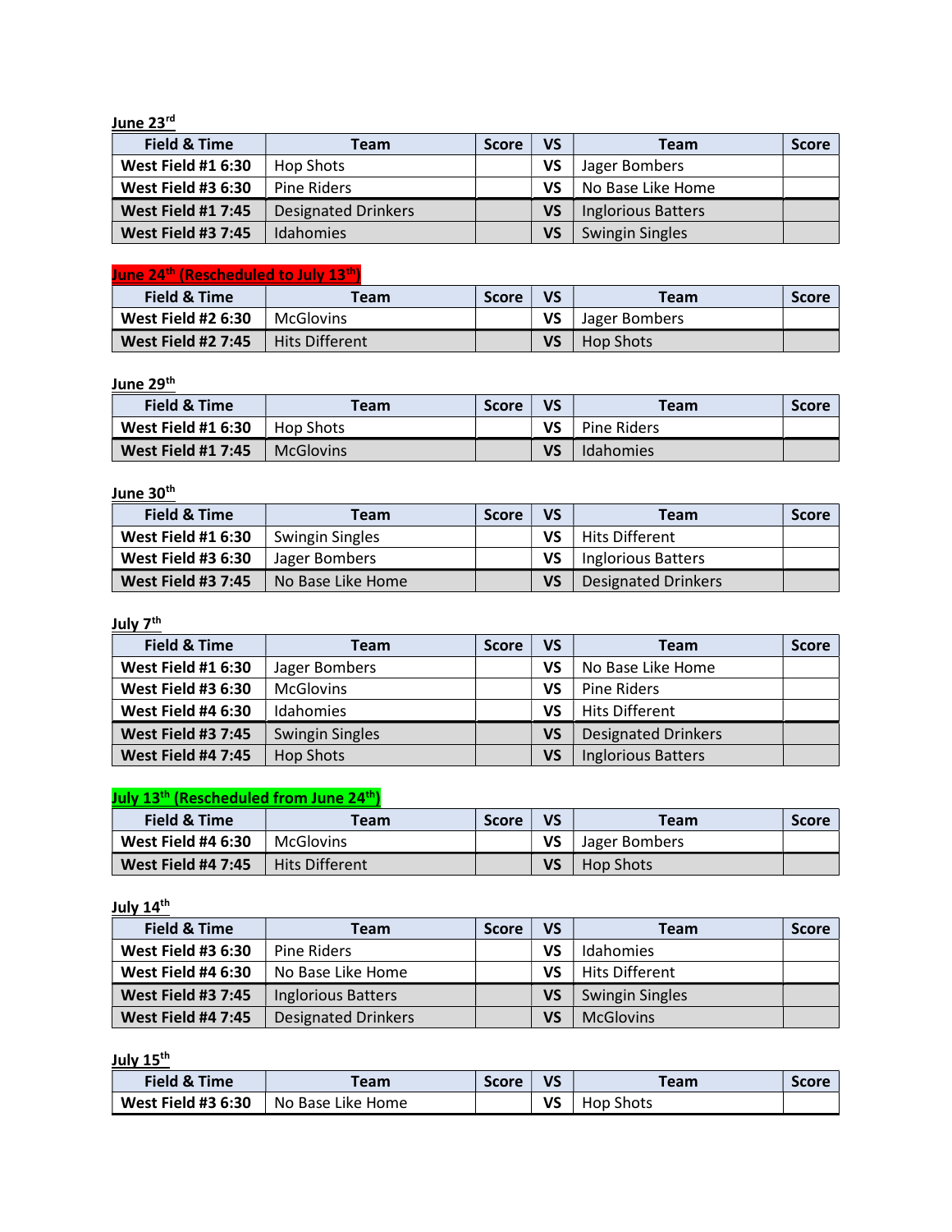**June 23rd**

| Field & Time | Team | Score | VS | Team | Score |
|---|---|---|---|---|---|
| West Field #1 6:30 | Hop Shots | | VS | Jager Bombers | |
| West Field #3 6:30 | Pine Riders | | VS | No Base Like Home | |
| West Field #1 7:45 | Designated Drinkers | | VS | Inglorious Batters | |
| West Field #3 7:45 | Idahomies | | VS | Swingin Singles | |

**June 24th (Rescheduled to July 13th)**

| Field & Time | Team | Score | VS | Team | Score |
|---|---|---|---|---|---|
| West Field #2 6:30 | McGlovins | | VS | Jager Bombers | |
| West Field #2 7:45 | Hits Different | | VS | Hop Shots | |

**June 29th**

| Field & Time | Team | Score | VS | Team | Score |
|---|---|---|---|---|---|
| West Field #1 6:30 | Hop Shots | | VS | Pine Riders | |
| West Field #1 7:45 | McGlovins | | VS | Idahomies | |

**June 30th**

| Field & Time | Team | Score | VS | Team | Score |
|---|---|---|---|---|---|
| West Field #1 6:30 | Swingin Singles | | VS | Hits Different | |
| West Field #3 6:30 | Jager Bombers | | VS | Inglorious Batters | |
| West Field #3 7:45 | No Base Like Home | | VS | Designated Drinkers | |

**July 7th**

| Field & Time | Team | Score | VS | Team | Score |
|---|---|---|---|---|---|
| West Field #1 6:30 | Jager Bombers | | VS | No Base Like Home | |
| West Field #3 6:30 | McGlovins | | VS | Pine Riders | |
| West Field #4 6:30 | Idahomies | | VS | Hits Different | |
| West Field #3 7:45 | Swingin Singles | | VS | Designated Drinkers | |
| West Field #4 7:45 | Hop Shots | | VS | Inglorious Batters | |

**July 13th (Rescheduled from June 24th)**

| Field & Time | Team | Score | VS | Team | Score |
|---|---|---|---|---|---|
| West Field #4 6:30 | McGlovins | | VS | Jager Bombers | |
| West Field #4 7:45 | Hits Different | | VS | Hop Shots | |

**July 14th**

| Field & Time | Team | Score | VS | Team | Score |
|---|---|---|---|---|---|
| West Field #3 6:30 | Pine Riders | | VS | Idahomies | |
| West Field #4 6:30 | No Base Like Home | | VS | Hits Different | |
| West Field #3 7:45 | Inglorious Batters | | VS | Swingin Singles | |
| West Field #4 7:45 | Designated Drinkers | | VS | McGlovins | |

**July 15th**

| Field & Time | Team | Score | VS | Team | Score |
|---|---|---|---|---|---|
| West Field #3 6:30 | No Base Like Home | | VS | Hop Shots | |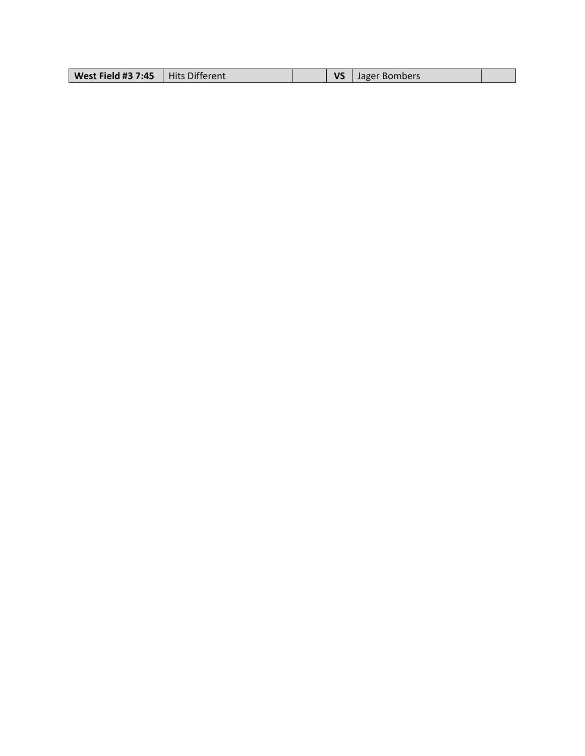| | | | | | |
|---|---|---|---|---|---|
| **West Field #3 7:45** | Hits Different | | **VS** | Jager Bombers | |